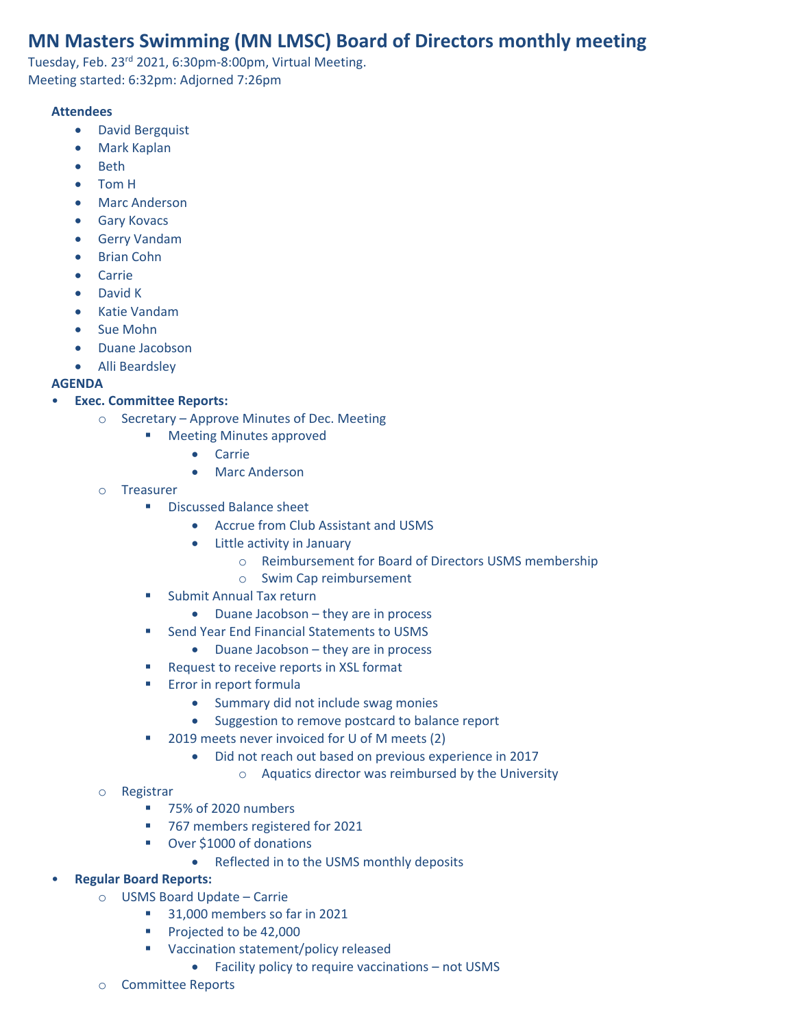# MN Masters Swimming (MN LMSC) Board of Directors monthly meeting

Tuesday, Feb. 23rd 2021, 6:30pm-8:00pm, Virtual Meeting.
Meeting started: 6:32pm: Adjorned 7:26pm

**Attendees**

- David Bergquist
- Mark Kaplan
- Beth
- Tom H
- Marc Anderson
- Gary Kovacs
- Gerry Vandam
- Brian Cohn
- Carrie
- David K
- Katie Vandam
- Sue Mohn
- Duane Jacobson
- Alli Beardsley

**AGENDA**

- **Exec. Committee Reports:**
  - Secretary – Approve Minutes of Dec. Meeting
    - Meeting Minutes approved
      - Carrie
      - Marc Anderson
  - Treasurer
    - Discussed Balance sheet
      - Accrue from Club Assistant and USMS
      - Little activity in January
        - Reimbursement for Board of Directors USMS membership
        - Swim Cap reimbursement
    - Submit Annual Tax return
      - Duane Jacobson – they are in process
    - Send Year End Financial Statements to USMS
      - Duane Jacobson – they are in process
    - Request to receive reports in XSL format
    - Error in report formula
      - Summary did not include swag monies
      - Suggestion to remove postcard to balance report
    - 2019 meets never invoiced for U of M meets (2)
      - Did not reach out based on previous experience in 2017
        - Aquatics director was reimbursed by the University
  - Registrar
    - 75% of 2020 numbers
    - 767 members registered for 2021
    - Over $1000 of donations
      - Reflected in to the USMS monthly deposits
- **Regular Board Reports:**
  - USMS Board Update – Carrie
    - 31,000 members so far in 2021
    - Projected to be 42,000
    - Vaccination statement/policy released
      - Facility policy to require vaccinations – not USMS
  - Committee Reports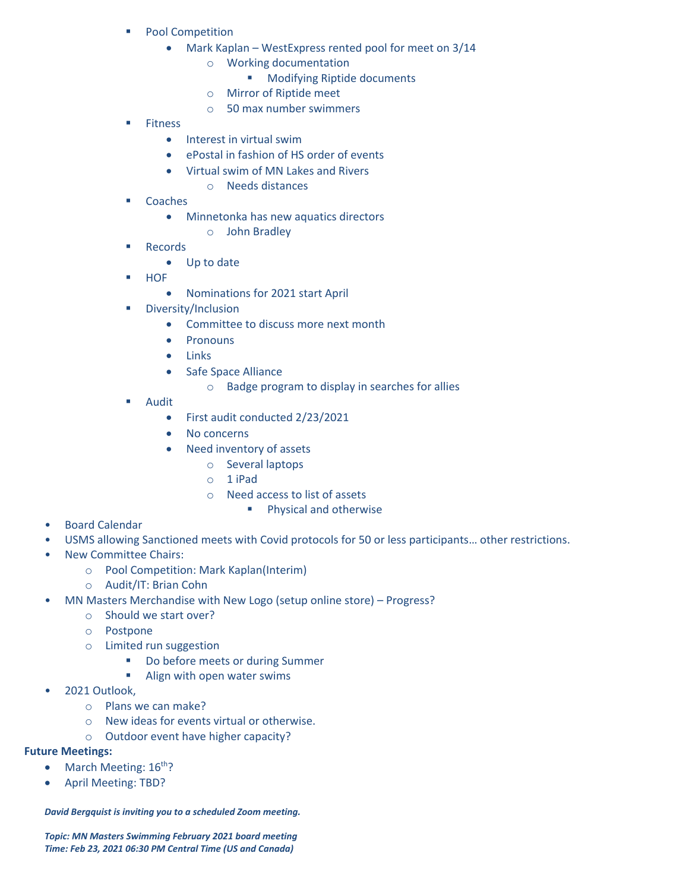- Pool Competition
            - Mark Kaplan – WestExpress rented pool for meet on 3/14
                - Working documentation
                    - Modifying Riptide documents
                - Mirror of Riptide meet
                - 50 max number swimmers
        - Fitness
            - Interest in virtual swim
            - ePostal in fashion of HS order of events
            - Virtual swim of MN Lakes and Rivers
                - Needs distances
        - Coaches
            - Minnetonka has new aquatics directors
                - John Bradley
        - Records
            - Up to date
        - HOF
            - Nominations for 2021 start April
        - Diversity/Inclusion
            - Committee to discuss more next month
            - Pronouns
            - Links
            - Safe Space Alliance
                - Badge program to display in searches for allies
        - Audit
            - First audit conducted 2/23/2021
            - No concerns
            - Need inventory of assets
                - Several laptops
                - 1 iPad
                - Need access to list of assets
                    - Physical and otherwise

- Board Calendar
- USMS allowing Sanctioned meets with Covid protocols for 50 or less participants… other restrictions.
- New Committee Chairs:
    - Pool Competition: Mark Kaplan(Interim)
    - Audit/IT: Brian Cohn
- MN Masters Merchandise with New Logo (setup online store) – Progress?
    - Should we start over?
    - Postpone
    - Limited run suggestion
        - Do before meets or during Summer
        - Align with open water swims
- 2021 Outlook,
    - Plans we can make?
    - New ideas for events virtual or otherwise.
    - Outdoor event have higher capacity?

**Future Meetings:**

- March Meeting: 16th?
- April Meeting: TBD?

***David Bergquist is inviting you to a scheduled Zoom meeting.***

***Topic: MN Masters Swimming February 2021 board meeting***
***Time: Feb 23, 2021 06:30 PM Central Time (US and Canada)***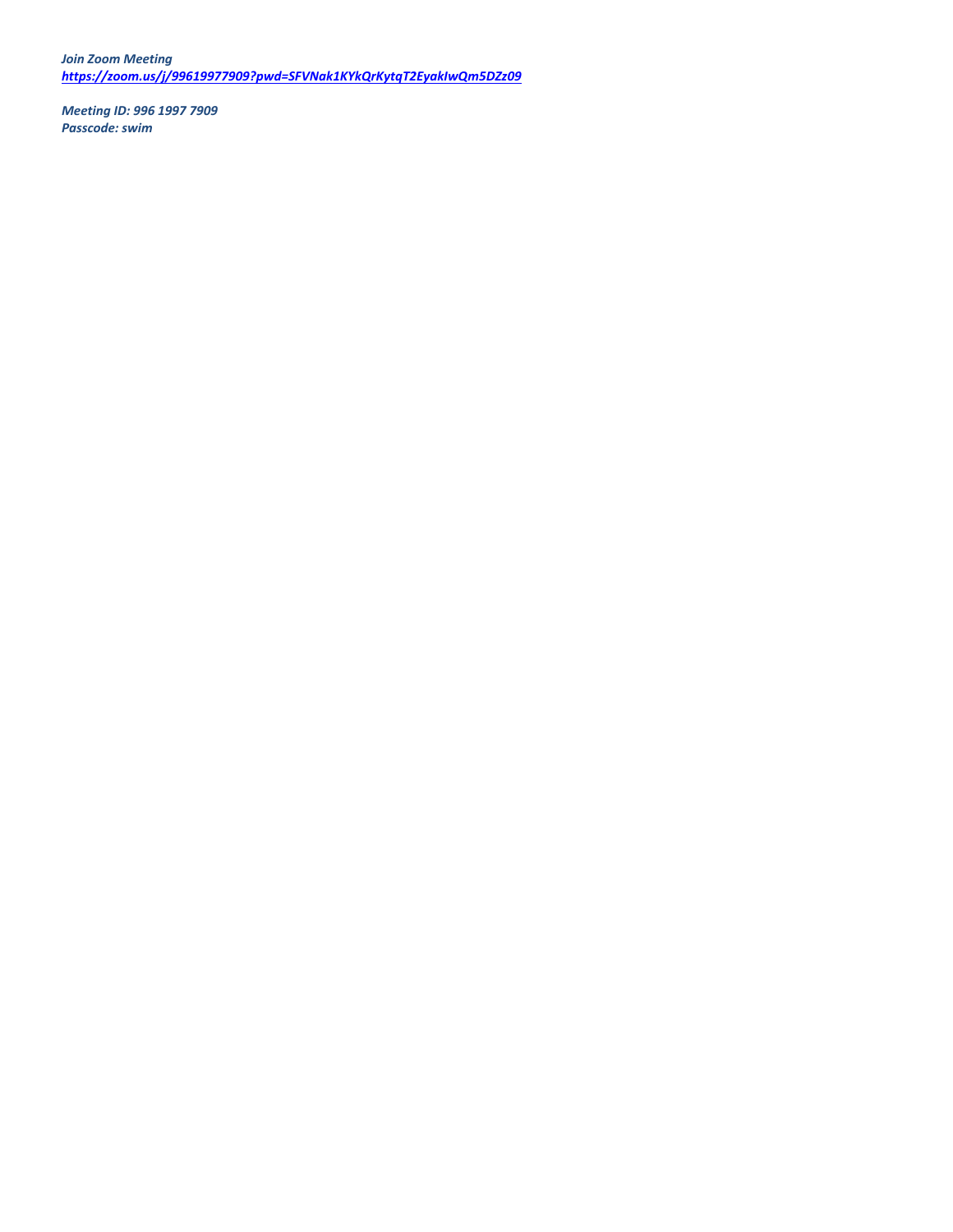*Join Zoom Meeting*
*[https://zoom.us/j/99619977909?pwd=SFVNak1KYkQrKytqT2EyakIwQm5DZz09](https://zoom.us/j/99619977909?pwd=SFVNak1KYkQrKytqT2EyakIwQm5DZz09)*

*Meeting ID: 996 1997 7909*
*Passcode: swim*